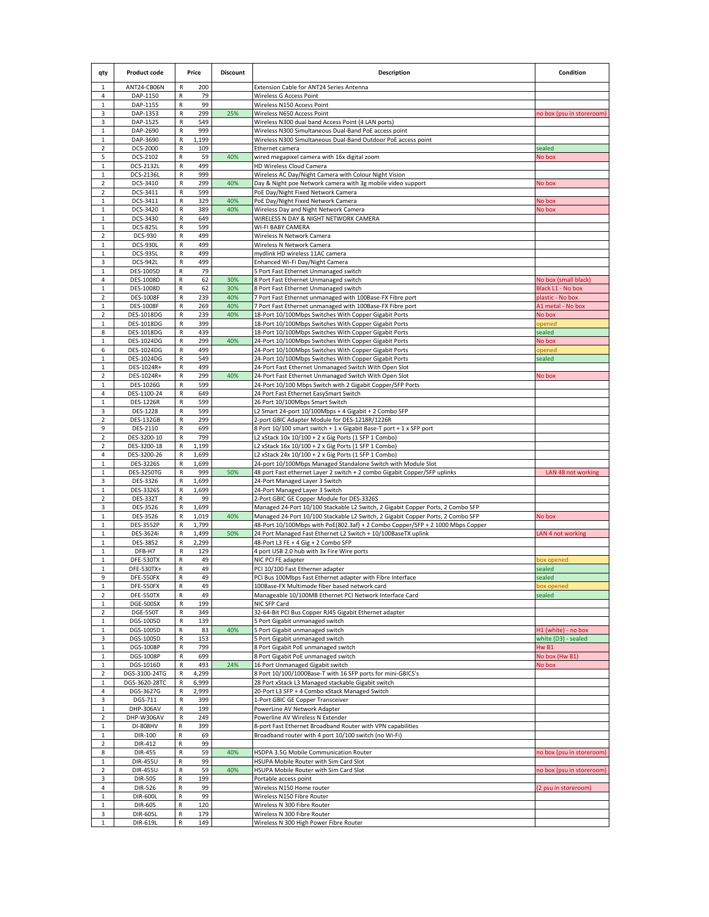| qty | Product code | Price | Discount | Description | Condition |
|---|---|---|---|---|---|
| 1 | ANT24-CB06N | R 200 | | Extension Cable for ANT24 Series Antenna | |
| 4 | DAP-1150 | R 79 | | Wireless G Access Point | |
| 1 | DAP-1155 | R 99 | | Wireless N150 Access Point | |
| 3 | DAP-1353 | R 299 | 25% | Wireless N650 Access Point | no box (psu in storeroom) |
| 3 | DAP-1525 | R 549 | | Wireless N300 dual band Access Point (4 LAN ports) | |
| 1 | DAP-2690 | R 999 | | Wireless N300 Simultaneous Dual-Band PoE access point | |
| 1 | DAP-3690 | R 1,199 | | Wireless N300 Simultaneous Dual-Band Outdoor PoE access point | |
| 2 | DCS-2000 | R 109 | | Ethernet camera | sealed |
| 5 | DCS-2102 | R 59 | 40% | wired megapixel camera with 16x digital zoom | No box |
| 1 | DCS-2132L | R 499 | | HD Wireless Cloud Camera | |
| 1 | DCS-2136L | R 999 | | Wireless AC Day/Night Camera with Colour Night Vision | |
| 2 | DCS-3410 | R 299 | 40% | Day & Night poe Network camera with 3g mobile video support | No box |
| 2 | DCS-3411 | R 599 | | PoE Day/Night Fixed Network Camera | |
| 1 | DCS-3411 | R 329 | 40% | PoE Day/Night Fixed Network Camera | No box |
| 1 | DCS-3420 | R 389 | 40% | Wireless Day and Night Network Camera | No box |
| 1 | DCS-3430 | R 649 | | WIRELESS N DAY & NIGHT NETWORK CAMERA | |
| 1 | DCS-825L | R 599 | | WI-FI BABY CAMERA | |
| 2 | DCS-930 | R 499 | | Wireless N Network Camera | |
| 1 | DCS-930L | R 499 | | Wireless N Network Camera | |
| 1 | DCS-935L | R 499 | | mydlink HD wireless 11AC camera | |
| 3 | DCS-942L | R 499 | | Enhanced Wi-Fi Day/Night Camera | |
| 1 | DES-1005D | R 79 | | 5 Port Fast Ethernet Unmanaged switch | |
| 4 | DES-1008D | R 62 | 30% | 8 Port Fast Ethernet Unmanaged switch | No box (small black) |
| 1 | DES-1008D | R 62 | 30% | 8 Port Fast Ethernet Unmanaged switch | Black L1 - No box |
| 2 | DES-1008F | R 239 | 40% | 7 Port Fast Ethernet unmanaged with 100Base-FX Fibre port | plastic - No box |
| 1 | DES-1008F | R 269 | 40% | 7 Port Fast Ethernet unmanaged with 100Base-FX Fibre port | A1 metal - No box |
| 2 | DES-1018DG | R 239 | 40% | 18-Port 10/100Mbps Switches With Copper Gigabit Ports | No box |
| 1 | DES-1018DG | R 399 | | 18-Port 10/100Mbps Switches With Copper Gigabit Ports | opened |
| 8 | DES-1018DG | R 439 | | 18-Port 10/100Mbps Switches With Copper Gigabit Ports | sealed |
| 1 | DES-1024DG | R 299 | 40% | 24-Port 10/100Mbps Switches With Copper Gigabit Ports | No box |
| 6 | DES-1024DG | R 499 | | 24-Port 10/100Mbps Switches With Copper Gigabit Ports | opened |
| 1 | DES-1024DG | R 549 | | 24-Port 10/100Mbps Switches With Copper Gigabit Ports | sealed |
| 1 | DES-1024R+ | R 499 | | 24-Port Fast Ethernet Unmanaged Switch With Open Slot | |
| 2 | DES-1024R+ | R 299 | 40% | 24-Port Fast Ethernet Unmanaged Switch With Open Slot | No box |
| 1 | DES-1026G | R 599 | | 24-Port 10/100 Mbps Switch with 2 Gigabit Copper/SFP Ports | |
| 4 | DES-1100-24 | R 649 | | 24 Port Fast Ethernet EasySmart Switch | |
| 1 | DES-1226R | R 599 | | 26 Port 10/100Mbps Smart Switch | |
| 3 | DES-1228 | R 599 | | L2 Smart 24-port 10/100Mbps + 4 Gigabit + 2 Combo SFP | |
| 2 | DES-132GB | R 299 | | 2-port GBIC Adapter Module for DES-1218R/1226R | |
| 9 | DES-2110 | R 699 | | 8 Port 10/100 smart switch + 1 x Gigabit Base-T port + 1 x SFP port | |
| 2 | DES-3200-10 | R 799 | | L2 xStack 10x 10/100 + 2 x Gig Ports (1 SFP 1 Combo) | |
| 2 | DES-3200-18 | R 1,199 | | L2 xStack 16x 10/100 + 2 x Gig Ports (1 SFP 1 Combo) | |
| 4 | DES-3200-26 | R 1,699 | | L2 xStack 24x 10/100 + 2 x Gig Ports (1 SFP 1 Combo) | |
| 1 | DES-3226S | R 1,699 | | 24-port 10/100Mbps Managed Standalone Switch with Module Slot | |
| 1 | DES-3250TG | R 999 | 50% | 48 port Fast ethernet Layer 2 switch + 2 combo Gigabit Copper/SFP uplinks | LAN 48 not working |
| 3 | DES-3326 | R 1,699 | | 24-Port Managed Layer 3 Switch | |
| 1 | DES-3326S | R 1,699 | | 24-Port Managed Layer 3 Switch | |
| 2 | DES-332T | R 99 | | 2-Port GBIC GE Copper Module for DES-3326S | |
| 3 | DES-3526 | R 1,699 | | Managed 24-Port 10/100 Stackable L2 Switch, 2 Gigabit Copper Ports, 2 Combo SFP | |
| 1 | DES-3526 | R 1,019 | 40% | Managed 24-Port 10/100 Stackable L2 Switch, 2 Gigabit Copper Ports, 2 Combo SFP | No box |
| 1 | DES-3552P | R 1,799 | | 48-Port 10/100Mbps with PoE(802.3af) + 2 Combo Copper/SFP + 2 1000 Mbps Copper | |
| 1 | DES-3624i | R 1,499 | 50% | 24 Port Managed Fast Ethernet L2 Switch + 10/100BaseTX uplink | LAN 4 not working |
| 1 | DES-3852 | R 2,299 | | 48-Port L3 FE + 4 Gig + 2 Combo SFP | |
| 1 | DFB-H7 | R 129 | | 4 port USB 2.0 hub with 3x Fire Wire ports | |
| 1 | DFE-530TX | R 49 | | NIC PCI FE adapter | box opened |
| 1 | DFE-530TX+ | R 49 | | PCI 10/100 Fast Etherner adapter | sealed |
| 9 | DFE-550FX | R 49 | | PCI Bus 100Mbps Fast Ethernet adapter with Fibre Interface | sealed |
| 1 | DFE-550FX | R 49 | | 100Base-FX Multimode fiber based network card | box opened |
| 2 | DFE-550TX | R 49 | | Manageable 10/100MB Ethernet PCI Network Interface Card | sealed |
| 1 | DGE-500SX | R 199 | | NIC SFP Card | |
| 2 | DGE-550T | R 349 | | 32-64-Bit PCI Bus Copper RJ45 Gigabit Ethernet adapter | |
| 1 | DGS-1005D | R 139 | | 5 Port Gigabit unmanaged switch | |
| 1 | DGS-1005D | R 83 | 40% | 5 Port Gigabit unmanaged switch | H1 (white) - no box |
| 3 | DGS-1005D | R 153 | | 5 Port Gigabit unmanaged switch | white (D3) - sealed |
| 1 | DGS-1008P | R 799 | | 8 Port Gigabit PoE unmanaged switch | Hw B1 |
| 1 | DGS-1008P | R 699 | | 8 Port Gigabit PoE unmanaged switch | No box (Hw B1) |
| 1 | DGS-1016D | R 493 | 24% | 16 Port Unmanaged Gigabit switch | No box |
| 2 | DGS-3100-24TG | R 4,299 | | 8 Port 10/100/1000Base-T with 16 SFP ports for mini-GBICS's | |
| 1 | DGS-3620-28TC | R 6,999 | | 28 Port xStack L3 Managed stackable Gigabit switch | |
| 4 | DGS-3627G | R 2,999 | | 20-Port L3 SFP + 4 Combo xStack Managed Switch | |
| 3 | DGS-711 | R 399 | | 1-Port GBIC GE Copper Transceiver | |
| 1 | DHP-306AV | R 199 | | PowerLine AV Network Adapter | |
| 2 | DHP-W306AV | R 249 | | Powerline AV Wireless N Extender | |
| 1 | DI-808HV | R 399 | | 8-port Fast Ethernet Broadband Router with VPN capabilities | |
| 1 | DIR-100 | R 69 | | Broadband router with 4 port 10/100 switch (no Wi-Fi) | |
| 2 | DIR-412 | R 99 | | | |
| 8 | DIR-455 | R 59 | 40% | HSDPA 3.5G Mobile Communication Router | no box (psu in storeroom) |
| 1 | DIR-455U | R 99 | | HSUPA Mobile Router with Sim Card Slot | |
| 2 | DIR-455U | R 59 | 40% | HSUPA Mobile Router with Sim Card Slot | no box (psu in storeroom) |
| 3 | DIR-505 | R 199 | | Portable access point | |
| 4 | DIR-526 | R 99 | | Wireless N150 Home router | (2 psu in storeroom) |
| 1 | DIR-600L | R 99 | | Wireless N150 Fibre Router | |
| 1 | DIR-605 | R 120 | | Wireless N 300 Fibre Router | |
| 3 | DIR-605L | R 179 | | Wireless N 300 Fibre Router | |
| 1 | DIR-619L | R 149 | | Wireless N 300 High Power Fibre Router | |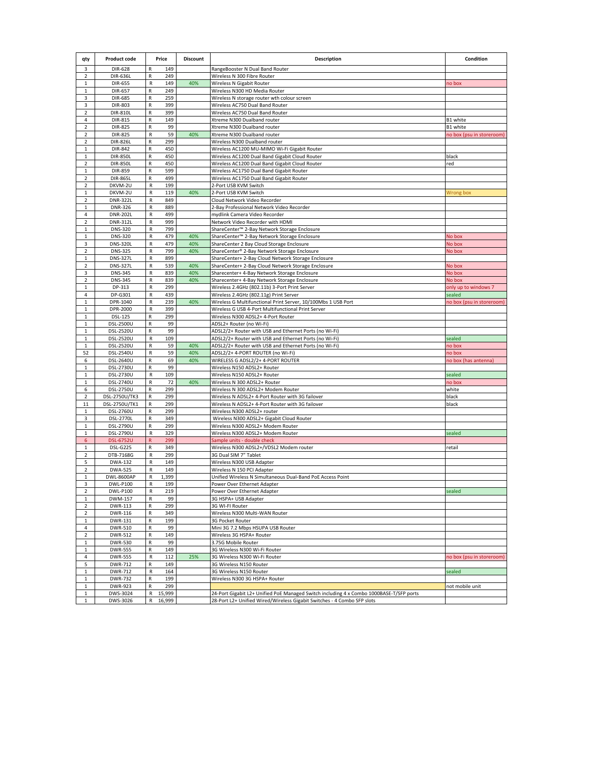| qty | Product code | Price | Discount | Description | Condition |
|---|---|---|---|---|---|
| 3 | DIR-628 | R 149 | | RangeBooster N Dual Band Router | |
| 2 | DIR-636L | R 249 | | Wireless N 300 Fibre Router | |
| 1 | DIR-655 | R 149 | 40% | Wireless N Gigabit Router | no box |
| 1 | DIR-657 | R 249 | | Wireless N300 HD Media Router | |
| 3 | DIR-685 | R 259 | | Wireless N storage router wth colour screen | |
| 3 | DIR-803 | R 399 | | Wireless AC750 Dual Band Router | |
| 2 | DIR-810L | R 399 | | Wireless AC750 Dual Band Router | |
| 4 | DIR-815 | R 149 | | Xtreme N300 Dualband router | B1 white |
| 2 | DIR-825 | R 99 | | Xtreme N300 Dualband router | B1 white |
| 2 | DIR-825 | R 59 | 40% | Xtreme N300 Dualband router | no box (psu in storeroom) |
| 2 | DIR-826L | R 299 | | Wireless N300 Dualband router | |
| 1 | DIR-842 | R 450 | | Wireless AC1200 MU-MIMO Wi-Fi Gigabit Router | |
| 1 | DIR-850L | R 450 | | Wireless AC1200 Dual Band Gigabit Cloud Router | black |
| 2 | DIR-850L | R 450 | | Wireless AC1200 Dual Band Gigabit Cloud Router | red |
| 1 | DIR-859 | R 599 | | Wireless AC1750 Dual Band Gigabit Router | |
| 2 | DIR-865L | R 499 | | Wireless AC1750 Dual Band Gigabit Router | |
| 2 | DKVM-2U | R 199 | | 2-Port USB KVM Switch | |
| 1 | DKVM-2U | R 119 | 40% | 2-Port USB KVM Switch | Wrong box |
| 2 | DNR-322L | R 849 | | Cloud Network Video Recorder | |
| 1 | DNR-326 | R 889 | | 2-Bay Professional Network Video Recorder | |
| 4 | DNR-202L | R 499 | | mydlink Camera Video Recorder | |
| 2 | DNR-312L | R 999 | | Network Video Recorder with HDMI | |
| 1 | DNS-320 | R 799 | | ShareCenter™ 2-Bay Network Storage Enclosure | |
| 1 | DNS-320 | R 479 | 40% | ShareCenter™ 2-Bay Network Storage Enclosure | No box |
| 3 | DNS-320L | R 479 | 40% | ShareCenter 2 Bay Cloud Storage Enclosure | No box |
| 2 | DNS-325 | R 799 | 40% | ShareCenter® 2-Bay Network Storage Enclosure | No box |
| 1 | DNS-327L | R 899 | | ShareCenter+ 2-Bay Cloud Network Storage Enclosure | |
| 2 | DNS-327L | R 539 | 40% | ShareCenter+ 2-Bay Cloud Network Storage Enclosure | No box |
| 3 | DNS-345 | R 839 | 40% | Sharecenter+ 4-Bay Network Storage Enclosure | No box |
| 2 | DNS-345 | R 839 | 40% | Sharecenter+ 4-Bay Network Storage Enclosure | No box |
| 1 | DP-313 | R 299 | | Wireless 2.4GHz (802.11b) 3-Port Print Server | only up to windows 7 |
| 4 | DP-G301 | R 439 | | Wireless 2.4GHz (802.11g) Print Server | sealed |
| 1 | DPR-1040 | R 239 | 40% | Wireless G Multifunctional Print Server, 10/100Mbs 1 USB Port | no box (psu in storeroom) |
| 1 | DPR-2000 | R 399 | | Wireless G USB 4-Port Multifunctional Print Server | |
| 1 | DSL-125 | R 299 | | Wireless N300 ADSL2+ 4-Port Router | |
| 1 | DSL-2500U | R 99 | | ADSL2+ Router (no Wi-Fi) | |
| 1 | DSL-2520U | R 99 | | ADSL2/2+ Router with USB and Ethernet Ports (no Wi-Fi) | |
| 1 | DSL-2520U | R 109 | | ADSL2/2+ Router with USB and Ethernet Ports (no Wi-Fi) | sealed |
| 1 | DSL-2520U | R 59 | 40% | ADSL2/2+ Router with USB and Ethernet Ports (no Wi-Fi) | no box |
| 52 | DSL-2540U | R 59 | 40% | ADSL2/2+ 4-PORT ROUTER (no Wi-Fi) | no box |
| 6 | DSL-2640U | R 69 | 40% | WIRELESS G ADSL2/2+ 4-PORT ROUTER | no box (has antenna) |
| 1 | DSL-2730U | R 99 | | Wireless N150 ADSL2+ Router | |
| 1 | DSL-2730U | R 109 | | Wireless N150 ADSL2+ Router | sealed |
| 1 | DSL-2740U | R 72 | 40% | Wireless N 300 ADSL2+ Router | no box |
| 6 | DSL-2750U | R 299 | | Wireless N 300 ADSL2+ Modem Router | white |
| 2 | DSL-2750U/TK3 | R 299 | | Wireless N ADSL2+ 4-Port Router with 3G failover | black |
| 11 | DSL-2750U/TK1 | R 299 | | Wireless N ADSL2+ 4-Port Router with 3G failover | black |
| 1 | DSL-2760U | R 299 | | Wireless N300 ADSL2+ router | |
| 3 | DSL-2770L | R 349 | | Wireless N300 ADSL2+ Gigabit Cloud Router | |
| 1 | DSL-2790U | R 299 | | Wireless N300 ADSL2+ Modem Router | |
| 1 | DSL-2790U | R 329 | | Wireless N300 ADSL2+ Modem Router | sealed |
| 6 | DSL-6752U | R 299 | | Sample units - double check | |
| 1 | DSL-G225 | R 349 | | Wireless N300 ADSL2+/VDSL2 Modem router | retail |
| 2 | DTB-7168G | R 299 | | 3G Dual SIM 7" Tablet | |
| 5 | DWA-132 | R 149 | | Wireless N300 USB Adapter | |
| 2 | DWA-525 | R 149 | | Wireless N 150 PCI Adapter | |
| 1 | DWL-8600AP | R 1,399 | | Unified Wireless N Simultaneous Dual-Band PoE Access Point | |
| 3 | DWL-P100 | R 199 | | Power Over Ethernet Adapter | |
| 2 | DWL-P100 | R 219 | | Power Over Ethernet Adapter | sealed |
| 1 | DWM-157 | R 99 | | 3G HSPA+ USB Adapter | |
| 2 | DWR-113 | R 299 | | 3G WI-FI Router | |
| 2 | DWR-116 | R 349 | | Wireless N300 Multi-WAN Router | |
| 1 | DWR-131 | R 199 | | 3G Pocket Router | |
| 4 | DWR-510 | R 99 | | Mini 3G 7.2 Mbps HSUPA USB Router | |
| 2 | DWR-512 | R 149 | | Wireless 3G HSPA+ Router | |
| 1 | DWR-530 | R 99 | | 3.75G Mobile Router | |
| 1 | DWR-555 | R 149 | | 3G Wireless N300 Wi-Fi Router | |
| 4 | DWR-555 | R 112 | 25% | 3G Wireless N300 Wi-Fi Router | no box (psu in storeroom) |
| 5 | DWR-712 | R 149 | | 3G Wireless N150 Router | |
| 1 | DWR-712 | R 164 | | 3G Wireless N150 Router | sealed |
| 1 | DWR-732 | R 199 | | Wireless N300 3G HSPA+ Router | |
| 1 | DWR-923 | R 299 | | | not mobile unit |
| 1 | DWS-3024 | R 15,999 | | 24-Port Gigabit L2+ Unified PoE Managed Switch including 4 x Combo 1000BASE-T/SFP ports | |
| 1 | DWS-3026 | R 16,999 | | 28-Port L2+ Unified Wired/Wireless Gigabit Switches - 4 Combo SFP slots | |